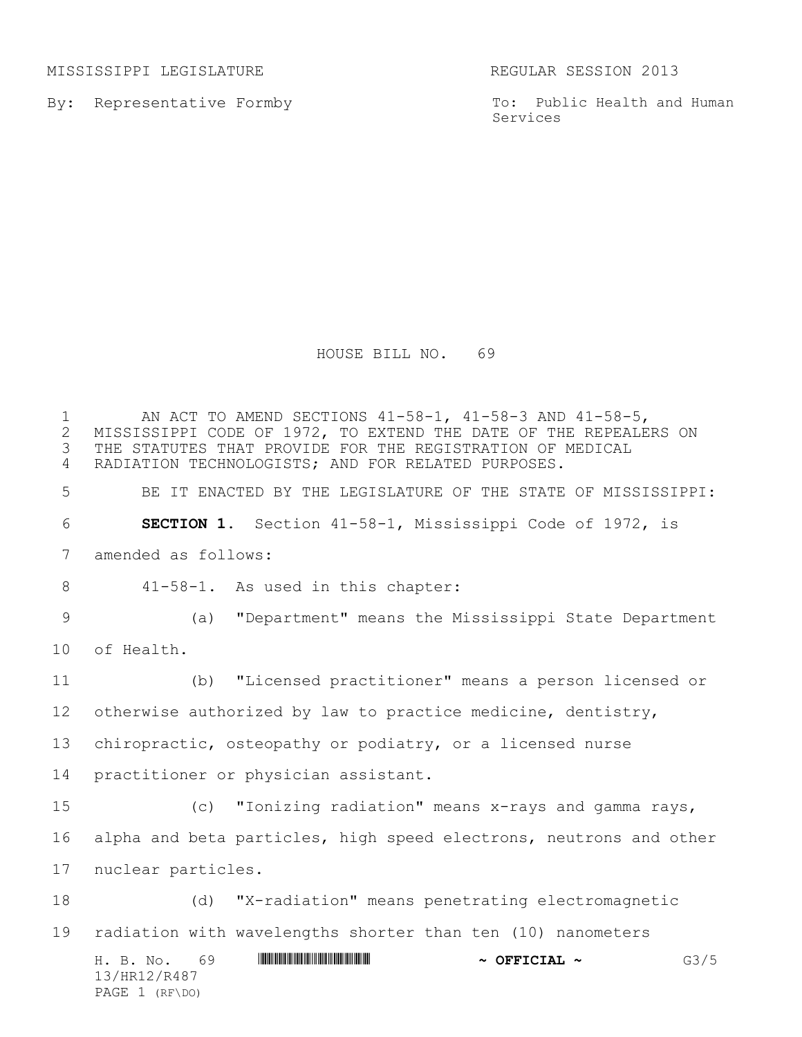MISSISSIPPI LEGISLATURE REGULAR SESSION 2013

By: Representative Formby

To: Public Health and Human Services

# HOUSE BILL NO. 69

AN ACT TO AMEND SECTIONS 41-58-1, 41-58-3 AND 41-58-5, MISSISSIPPI CODE OF 1972, TO EXTEND THE DATE OF THE REPEALERS ON THE STATUTES THAT PROVIDE FOR THE REGISTRATION OF MEDICAL RADIATION TECHNOLOGISTS; AND FOR RELATED PURPOSES.

BE IT ENACTED BY THE LEGISLATURE OF THE STATE OF MISSISSIPPI:

**SECTION 1.** Section 41-58-1, Mississippi Code of 1972, is amended as follows:

41-58-1. As used in this chapter:

(a) "Department" means the Mississippi State Department of Health.

(b) "Licensed practitioner" means a person licensed or otherwise authorized by law to practice medicine, dentistry, chiropractic, osteopathy or podiatry, or a licensed nurse practitioner or physician assistant.

(c) "Ionizing radiation" means x-rays and gamma rays, alpha and beta particles, high speed electrons, neutrons and other nuclear particles.

(d) "X-radiation" means penetrating electromagnetic radiation with wavelengths shorter than ten (10) nanometers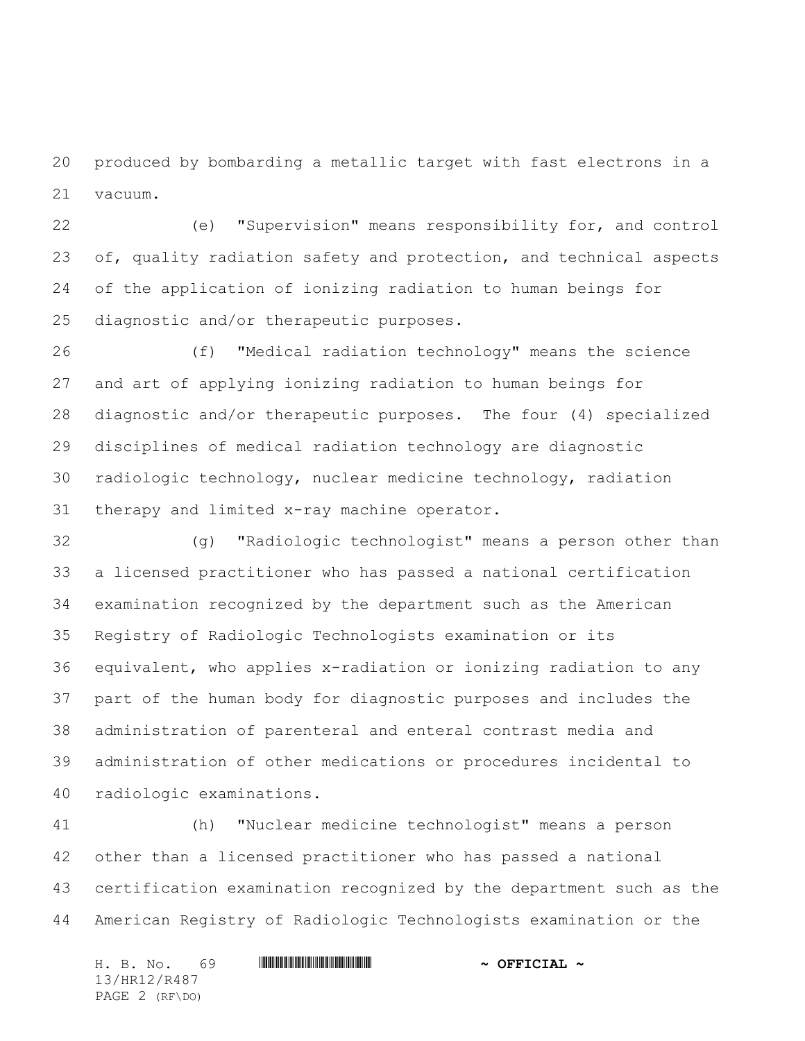produced by bombarding a metallic target with fast electrons in a vacuum.

(e) "Supervision" means responsibility for, and control of, quality radiation safety and protection, and technical aspects of the application of ionizing radiation to human beings for diagnostic and/or therapeutic purposes.

(f) "Medical radiation technology" means the science and art of applying ionizing radiation to human beings for diagnostic and/or therapeutic purposes. The four (4) specialized disciplines of medical radiation technology are diagnostic radiologic technology, nuclear medicine technology, radiation therapy and limited x-ray machine operator.

(g) "Radiologic technologist" means a person other than a licensed practitioner who has passed a national certification examination recognized by the department such as the American Registry of Radiologic Technologists examination or its equivalent, who applies x-radiation or ionizing radiation to any part of the human body for diagnostic purposes and includes the administration of parenteral and enteral contrast media and administration of other medications or procedures incidental to radiologic examinations.

(h) "Nuclear medicine technologist" means a person other than a licensed practitioner who has passed a national certification examination recognized by the department such as the American Registry of Radiologic Technologists examination or the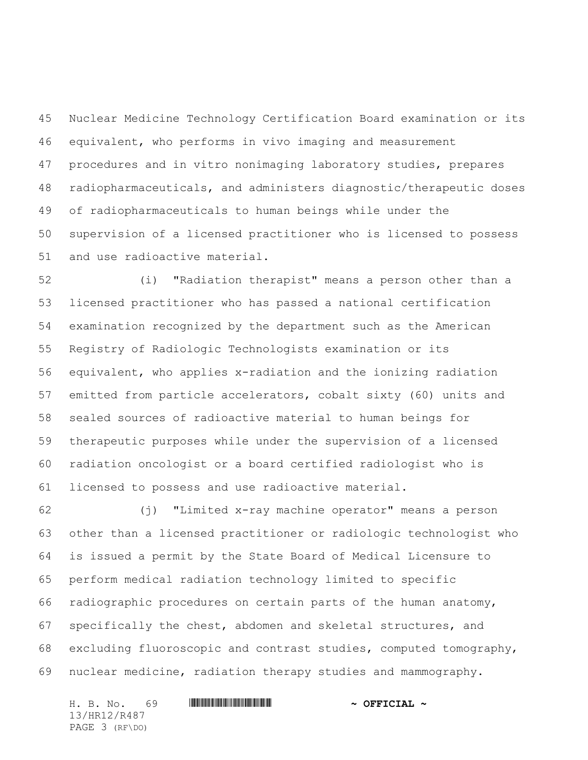Nuclear Medicine Technology Certification Board examination or its equivalent, who performs in vivo imaging and measurement procedures and in vitro nonimaging laboratory studies, prepares radiopharmaceuticals, and administers diagnostic/therapeutic doses of radiopharmaceuticals to human beings while under the supervision of a licensed practitioner who is licensed to possess and use radioactive material.

(i) "Radiation therapist" means a person other than a licensed practitioner who has passed a national certification examination recognized by the department such as the American Registry of Radiologic Technologists examination or its equivalent, who applies x-radiation and the ionizing radiation emitted from particle accelerators, cobalt sixty (60) units and sealed sources of radioactive material to human beings for therapeutic purposes while under the supervision of a licensed radiation oncologist or a board certified radiologist who is licensed to possess and use radioactive material.

(j) "Limited x-ray machine operator" means a person other than a licensed practitioner or radiologic technologist who is issued a permit by the State Board of Medical Licensure to perform medical radiation technology limited to specific radiographic procedures on certain parts of the human anatomy, specifically the chest, abdomen and skeletal structures, and excluding fluoroscopic and contrast studies, computed tomography, nuclear medicine, radiation therapy studies and mammography.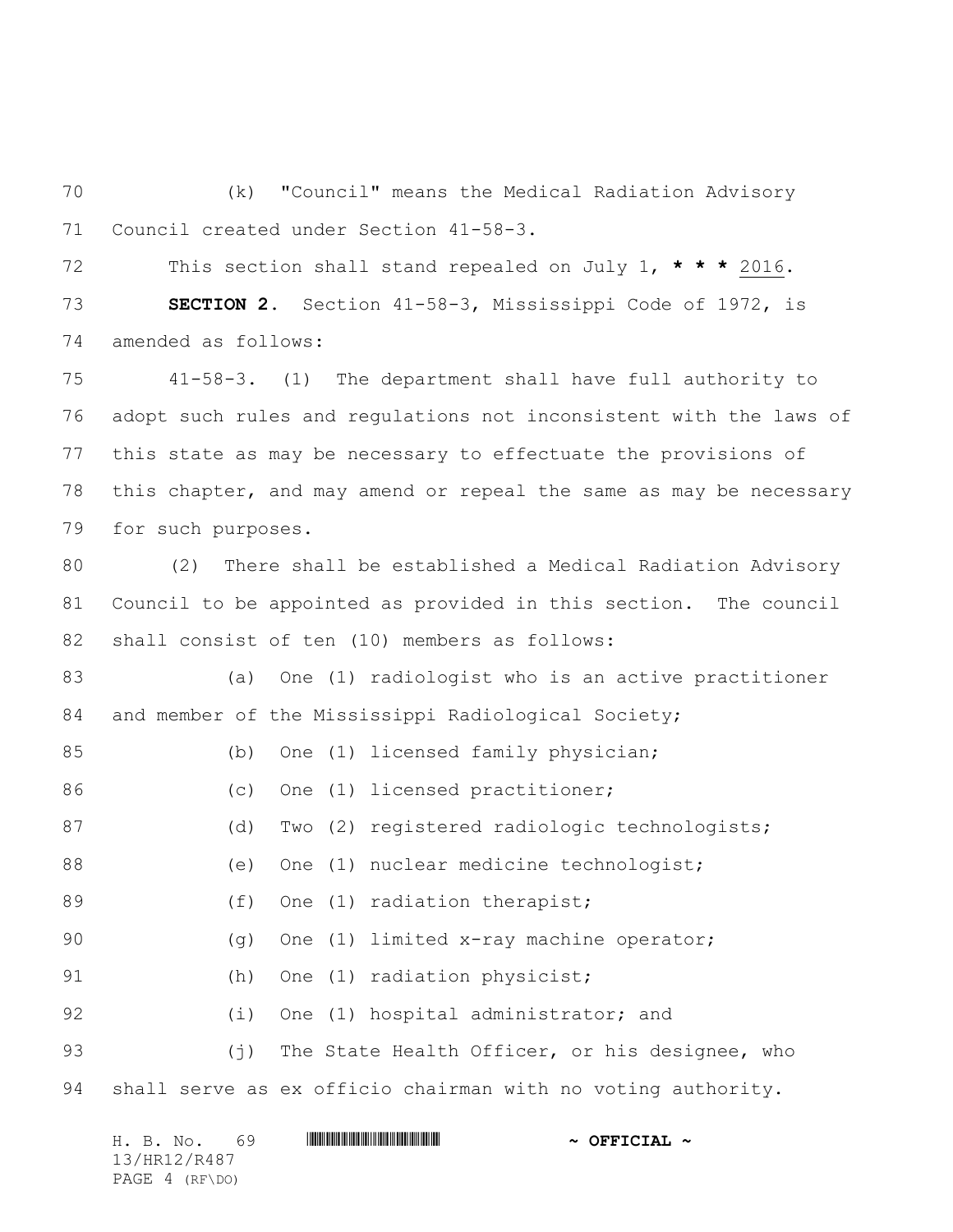(k) "Council" means the Medical Radiation Advisory Council created under Section 41-58-3.

This section shall stand repealed on July 1, *** 2016.

**SECTION 2.** Section 41-58-3, Mississippi Code of 1972, is amended as follows:

41-58-3. (1) The department shall have full authority to adopt such rules and regulations not inconsistent with the laws of this state as may be necessary to effectuate the provisions of this chapter, and may amend or repeal the same as may be necessary for such purposes.

(2) There shall be established a Medical Radiation Advisory Council to be appointed as provided in this section. The council shall consist of ten (10) members as follows:

(a) One (1) radiologist who is an active practitioner and member of the Mississippi Radiological Society;

(b) One (1) licensed family physician;

(c) One (1) licensed practitioner;

(d) Two (2) registered radiologic technologists;

(e) One (1) nuclear medicine technologist;

(f) One (1) radiation therapist;

(g) One (1) limited x-ray machine operator;

(h) One (1) radiation physicist;

(i) One (1) hospital administrator; and

(j) The State Health Officer, or his designee, who shall serve as ex officio chairman with no voting authority.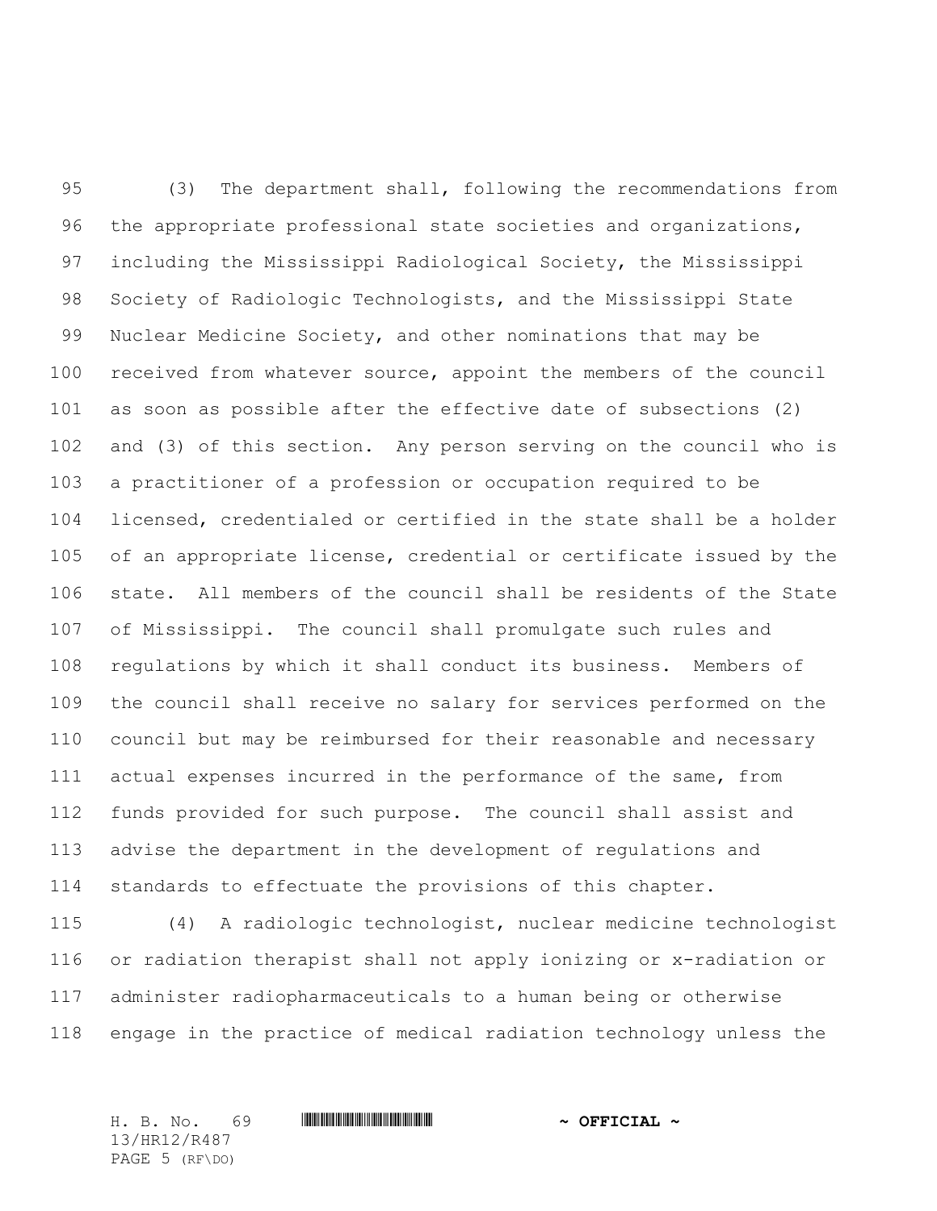(3) The department shall, following the recommendations from the appropriate professional state societies and organizations, including the Mississippi Radiological Society, the Mississippi Society of Radiologic Technologists, and the Mississippi State Nuclear Medicine Society, and other nominations that may be received from whatever source, appoint the members of the council as soon as possible after the effective date of subsections (2) and (3) of this section. Any person serving on the council who is a practitioner of a profession or occupation required to be licensed, credentialed or certified in the state shall be a holder of an appropriate license, credential or certificate issued by the state. All members of the council shall be residents of the State of Mississippi. The council shall promulgate such rules and regulations by which it shall conduct its business. Members of the council shall receive no salary for services performed on the council but may be reimbursed for their reasonable and necessary actual expenses incurred in the performance of the same, from funds provided for such purpose. The council shall assist and advise the department in the development of regulations and standards to effectuate the provisions of this chapter.

(4) A radiologic technologist, nuclear medicine technologist or radiation therapist shall not apply ionizing or x-radiation or administer radiopharmaceuticals to a human being or otherwise engage in the practice of medical radiation technology unless the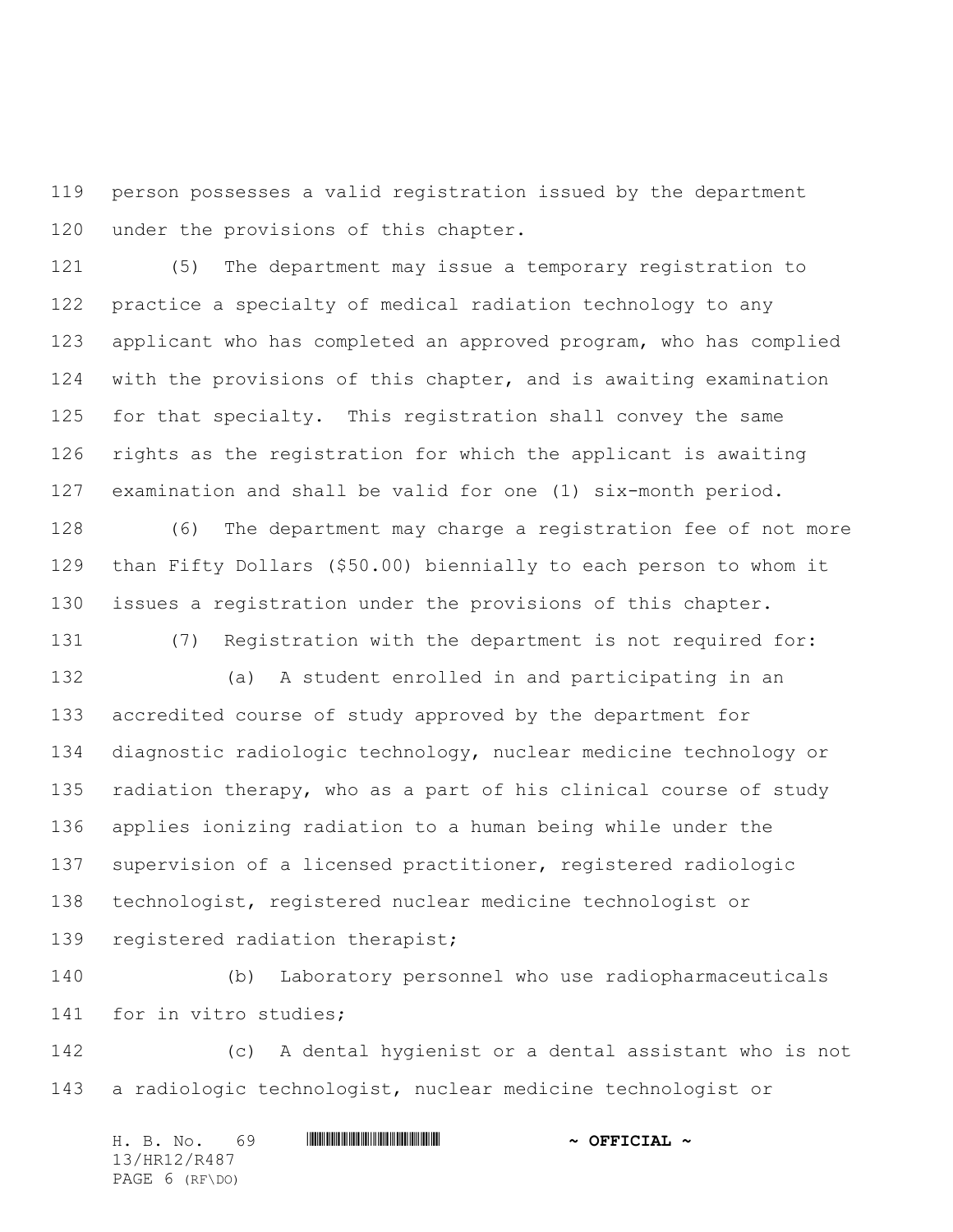person possesses a valid registration issued by the department under the provisions of this chapter.

(5) The department may issue a temporary registration to practice a specialty of medical radiation technology to any applicant who has completed an approved program, who has complied with the provisions of this chapter, and is awaiting examination for that specialty. This registration shall convey the same rights as the registration for which the applicant is awaiting examination and shall be valid for one (1) six-month period.

(6) The department may charge a registration fee of not more than Fifty Dollars ($50.00) biennially to each person to whom it issues a registration under the provisions of this chapter.

(7) Registration with the department is not required for:

(a) A student enrolled in and participating in an accredited course of study approved by the department for diagnostic radiologic technology, nuclear medicine technology or radiation therapy, who as a part of his clinical course of study applies ionizing radiation to a human being while under the supervision of a licensed practitioner, registered radiologic technologist, registered nuclear medicine technologist or registered radiation therapist;

(b) Laboratory personnel who use radiopharmaceuticals for in vitro studies;

(c) A dental hygienist or a dental assistant who is not a radiologic technologist, nuclear medicine technologist or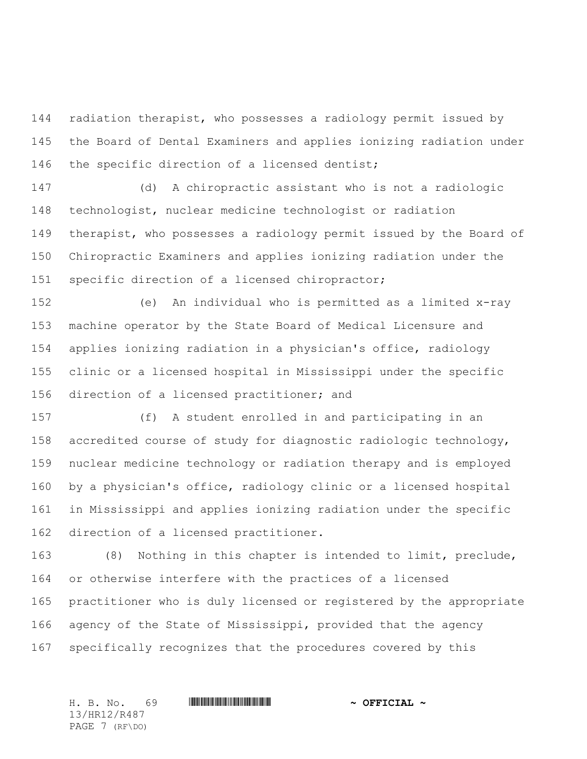radiation therapist, who possesses a radiology permit issued by the Board of Dental Examiners and applies ionizing radiation under the specific direction of a licensed dentist;

(d) A chiropractic assistant who is not a radiologic technologist, nuclear medicine technologist or radiation therapist, who possesses a radiology permit issued by the Board of Chiropractic Examiners and applies ionizing radiation under the specific direction of a licensed chiropractor;

(e) An individual who is permitted as a limited x-ray machine operator by the State Board of Medical Licensure and applies ionizing radiation in a physician's office, radiology clinic or a licensed hospital in Mississippi under the specific direction of a licensed practitioner; and

(f) A student enrolled in and participating in an accredited course of study for diagnostic radiologic technology, nuclear medicine technology or radiation therapy and is employed by a physician's office, radiology clinic or a licensed hospital in Mississippi and applies ionizing radiation under the specific direction of a licensed practitioner.

(8) Nothing in this chapter is intended to limit, preclude, or otherwise interfere with the practices of a licensed practitioner who is duly licensed or registered by the appropriate agency of the State of Mississippi, provided that the agency specifically recognizes that the procedures covered by this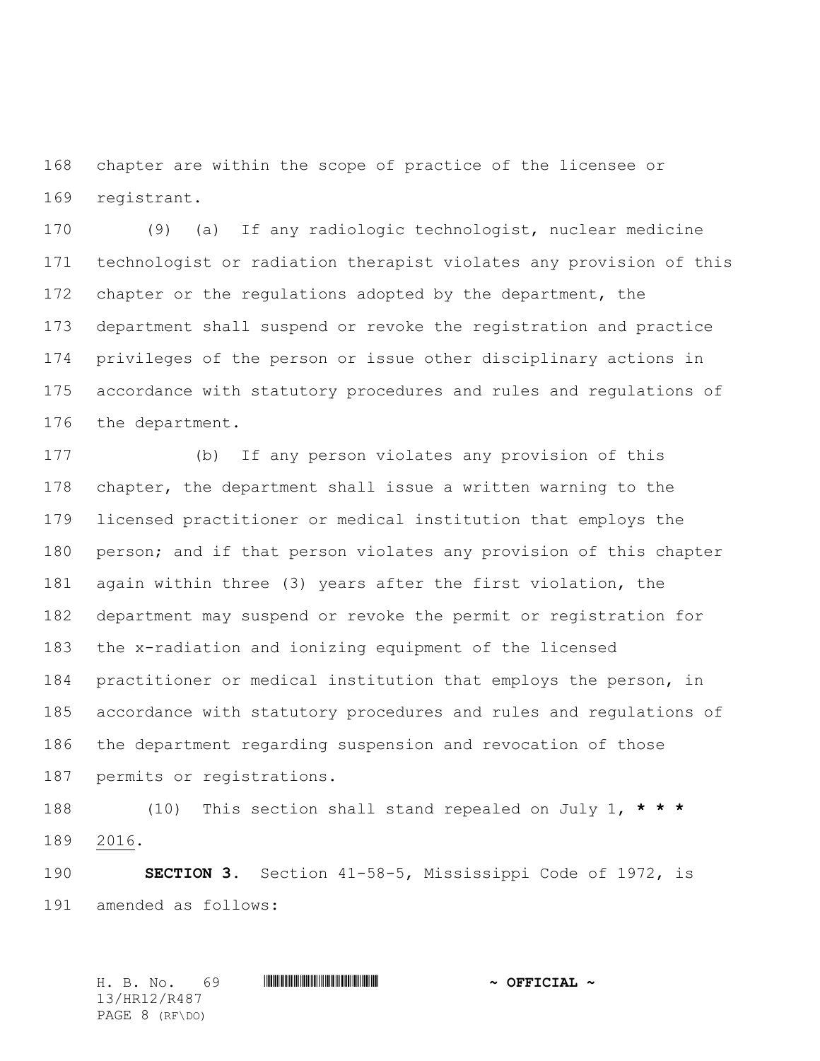chapter are within the scope of practice of the licensee or registrant.

(9) (a) If any radiologic technologist, nuclear medicine technologist or radiation therapist violates any provision of this chapter or the regulations adopted by the department, the department shall suspend or revoke the registration and practice privileges of the person or issue other disciplinary actions in accordance with statutory procedures and rules and regulations of the department.

(b) If any person violates any provision of this chapter, the department shall issue a written warning to the licensed practitioner or medical institution that employs the person; and if that person violates any provision of this chapter again within three (3) years after the first violation, the department may suspend or revoke the permit or registration for the x-radiation and ionizing equipment of the licensed practitioner or medical institution that employs the person, in accordance with statutory procedures and rules and regulations of the department regarding suspension and revocation of those permits or registrations.

(10) This section shall stand repealed on July 1, **\* \* \*** 2016.

**SECTION 3.** Section 41-58-5, Mississippi Code of 1972, is amended as follows: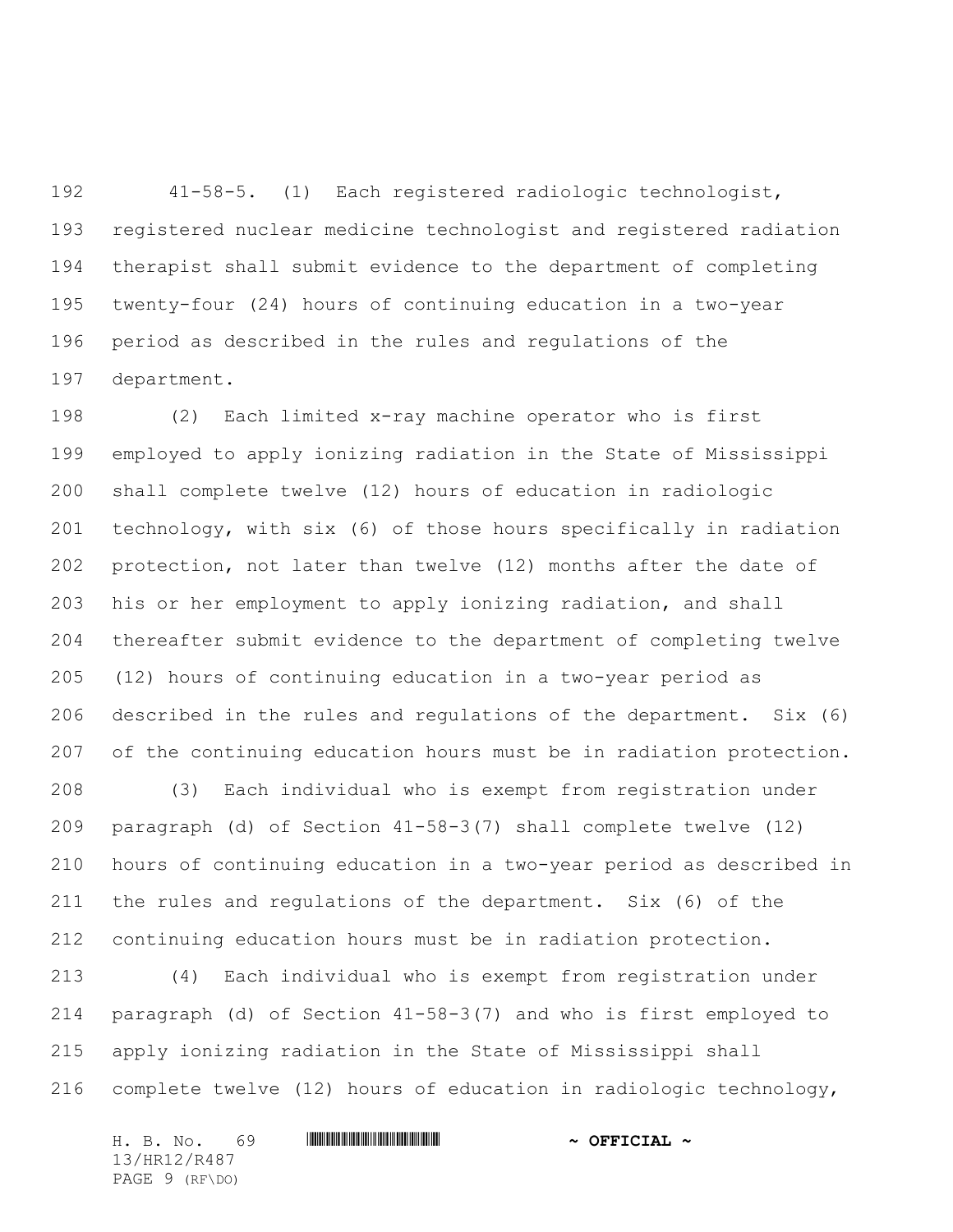41-58-5. (1) Each registered radiologic technologist, registered nuclear medicine technologist and registered radiation therapist shall submit evidence to the department of completing twenty-four (24) hours of continuing education in a two-year period as described in the rules and regulations of the department.

(2) Each limited x-ray machine operator who is first employed to apply ionizing radiation in the State of Mississippi shall complete twelve (12) hours of education in radiologic technology, with six (6) of those hours specifically in radiation protection, not later than twelve (12) months after the date of his or her employment to apply ionizing radiation, and shall thereafter submit evidence to the department of completing twelve (12) hours of continuing education in a two-year period as described in the rules and regulations of the department. Six (6) of the continuing education hours must be in radiation protection.

(3) Each individual who is exempt from registration under paragraph (d) of Section 41-58-3(7) shall complete twelve (12) hours of continuing education in a two-year period as described in the rules and regulations of the department. Six (6) of the continuing education hours must be in radiation protection.

(4) Each individual who is exempt from registration under paragraph (d) of Section 41-58-3(7) and who is first employed to apply ionizing radiation in the State of Mississippi shall complete twelve (12) hours of education in radiologic technology,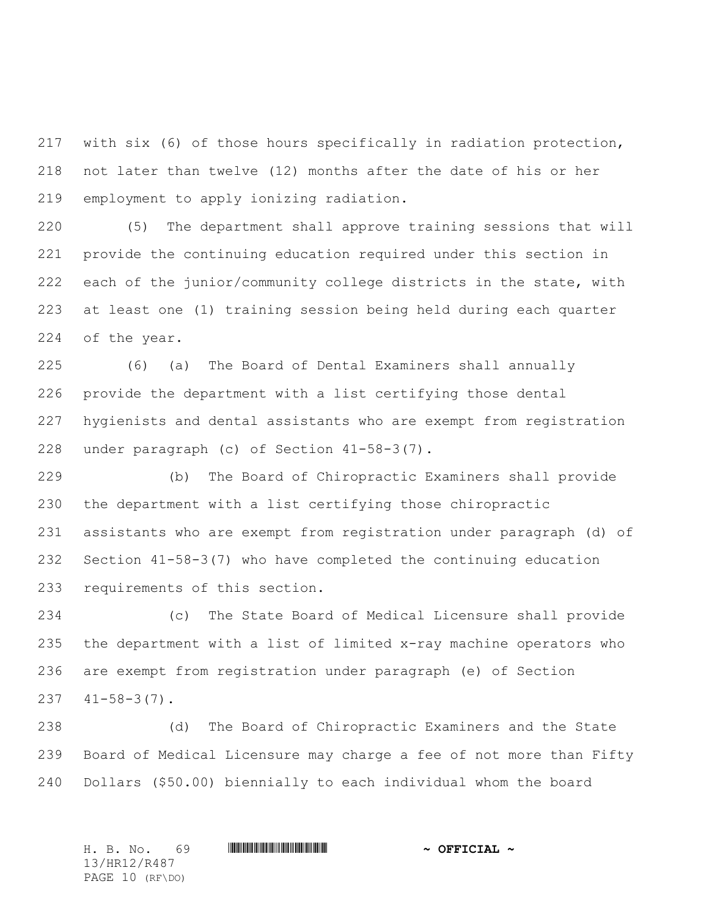with six (6) of those hours specifically in radiation protection, not later than twelve (12) months after the date of his or her employment to apply ionizing radiation.

(5) The department shall approve training sessions that will provide the continuing education required under this section in each of the junior/community college districts in the state, with at least one (1) training session being held during each quarter of the year.

(6) (a) The Board of Dental Examiners shall annually provide the department with a list certifying those dental hygienists and dental assistants who are exempt from registration under paragraph (c) of Section 41-58-3(7).

(b) The Board of Chiropractic Examiners shall provide the department with a list certifying those chiropractic assistants who are exempt from registration under paragraph (d) of Section 41-58-3(7) who have completed the continuing education requirements of this section.

(c) The State Board of Medical Licensure shall provide the department with a list of limited x-ray machine operators who are exempt from registration under paragraph (e) of Section 41-58-3(7).

(d) The Board of Chiropractic Examiners and the State Board of Medical Licensure may charge a fee of not more than Fifty Dollars ($50.00) biennially to each individual whom the board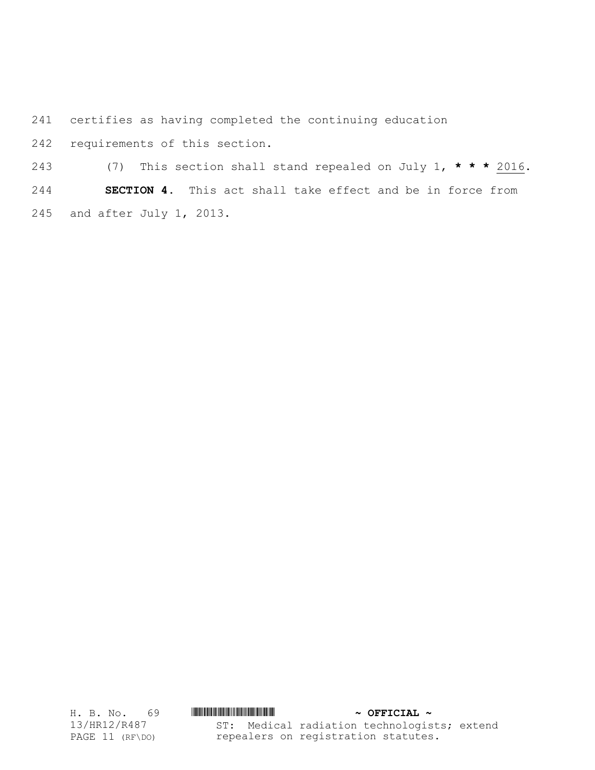certifies as having completed the continuing education requirements of this section.

(7) This section shall stand repealed on July 1, **\* \* \*** <u>2016</u>.

**SECTION 4.** This act shall take effect and be in force from and after July 1, 2013.